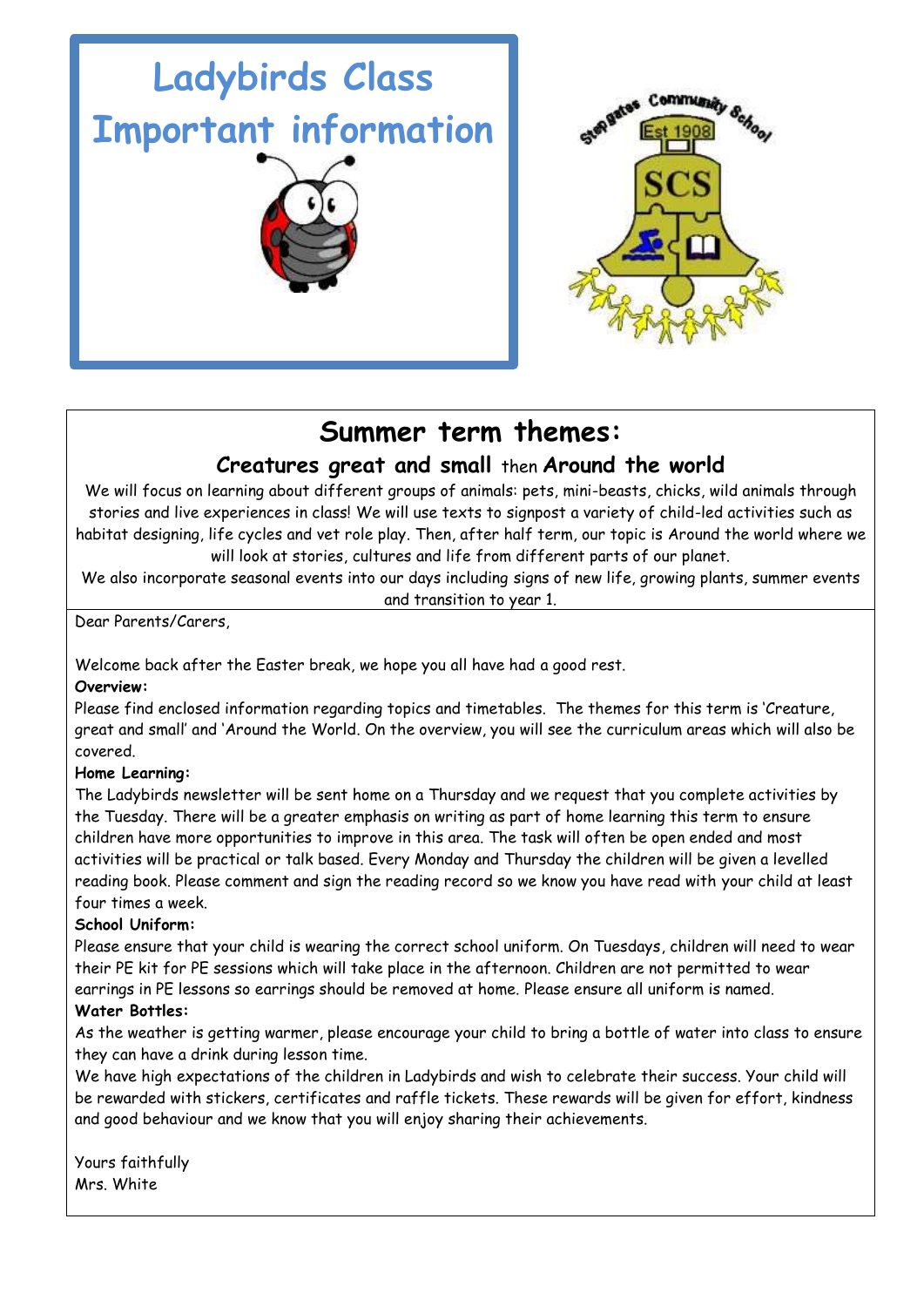# Ladybirds Class
# Important information

## Summer term themes:

### **Creatures great and small** then **Around the world**

We will focus on learning about different groups of animals: pets, mini-beasts, chicks, wild animals through stories and live experiences in class! We will use texts to signpost a variety of child-led activities such as habitat designing, life cycles and vet role play. Then, after half term, our topic is Around the world where we will look at stories, cultures and life from different parts of our planet.

We also incorporate seasonal events into our days including signs of new life, growing plants, summer events and transition to year 1.

Dear Parents/Carers,

Welcome back after the Easter break, we hope you all have had a good rest.

**Overview:**

Please find enclosed information regarding topics and timetables. The themes for this term is 'Creature, great and small' and 'Around the World. On the overview, you will see the curriculum areas which will also be covered.

**Home Learning:**

The Ladybirds newsletter will be sent home on a Thursday and we request that you complete activities by the Tuesday. There will be a greater emphasis on writing as part of home learning this term to ensure children have more opportunities to improve in this area. The task will often be open ended and most activities will be practical or talk based. Every Monday and Thursday the children will be given a levelled reading book. Please comment and sign the reading record so we know you have read with your child at least four times a week.

**School Uniform:**

Please ensure that your child is wearing the correct school uniform. On Tuesdays, children will need to wear their PE kit for PE sessions which will take place in the afternoon. Children are not permitted to wear earrings in PE lessons so earrings should be removed at home. Please ensure all uniform is named.

**Water Bottles:**

As the weather is getting warmer, please encourage your child to bring a bottle of water into class to ensure they can have a drink during lesson time.

We have high expectations of the children in Ladybirds and wish to celebrate their success. Your child will be rewarded with stickers, certificates and raffle tickets. These rewards will be given for effort, kindness and good behaviour and we know that you will enjoy sharing their achievements.

Yours faithfully
Mrs. White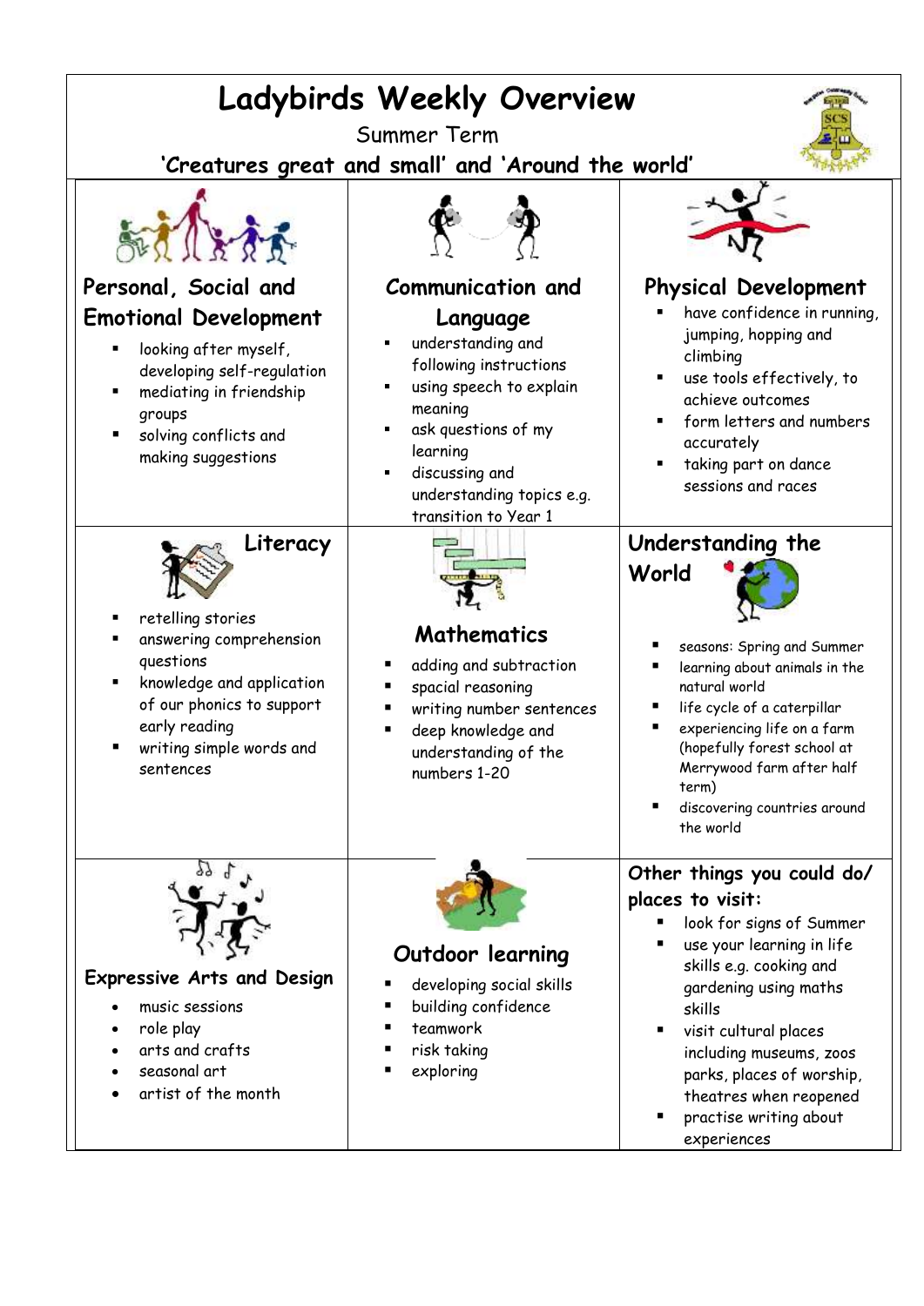# Ladybirds Weekly Overview

Summer Term

**'Creatures great and small' and 'Around the world'**

## Personal, Social and Emotional Development

- looking after myself, developing self-regulation
- mediating in friendship groups
- solving conflicts and making suggestions

## Communication and Language

- understanding and following instructions
- using speech to explain meaning
- ask questions of my learning
- discussing and understanding topics e.g. transition to Year 1

## Physical Development

- have confidence in running, jumping, hopping and climbing
- use tools effectively, to achieve outcomes
- form letters and numbers accurately
- taking part on dance sessions and races

## Literacy

- retelling stories
- answering comprehension questions
- knowledge and application of our phonics to support early reading
- writing simple words and sentences

## Mathematics

- adding and subtraction
- spacial reasoning
- writing number sentences
- deep knowledge and understanding of the numbers 1-20

## Understanding the World

- seasons: Spring and Summer
- learning about animals in the natural world
- life cycle of a caterpillar
- experiencing life on a farm (hopefully forest school at Merrywood farm after half term)
- discovering countries around the world

## Expressive Arts and Design

- music sessions
- role play
- arts and crafts
- seasonal art
- artist of the month

## Outdoor learning

- developing social skills
- building confidence
- teamwork
- risk taking
- exploring

## Other things you could do/ places to visit:

- look for signs of Summer
- use your learning in life skills e.g. cooking and gardening using maths skills
- visit cultural places including museums, zoos parks, places of worship, theatres when reopened
- practise writing about experiences